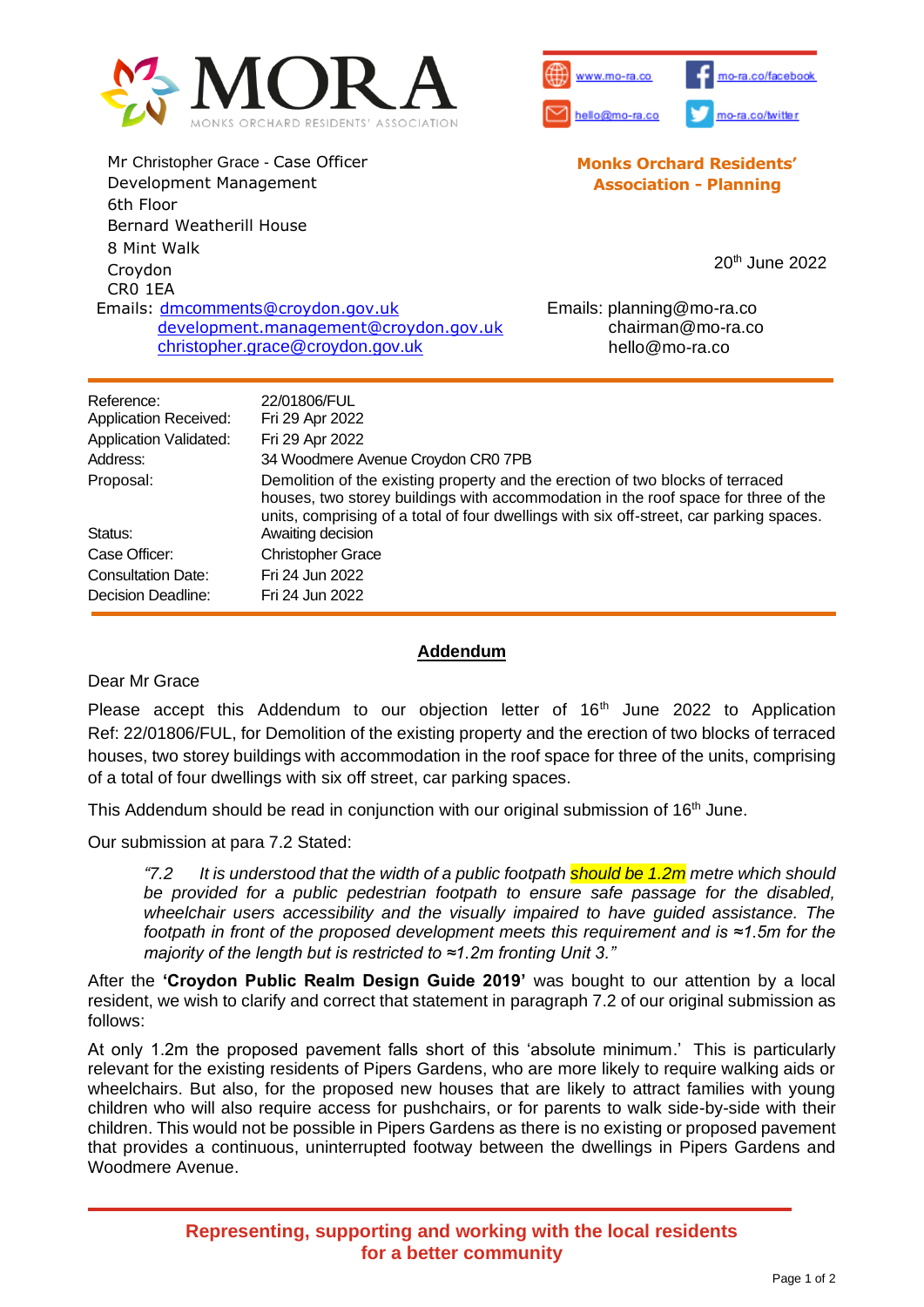# MORA

MONKS ORCHARD RESIDENTS' ASSOCIATION

www.mo-ra.co | mo-ra.co/facebook
hello@mo-ra.co | mo-ra.co/twitter

Mr Christopher Grace - Case Officer
Development Management
6th Floor
Bernard Weatherill House
8 Mint Walk
Croydon
CR0 1EA
Emails: dmcomments@croydon.gov.uk
development.management@croydon.gov.uk
christopher.grace@croydon.gov.uk

**Monks Orchard Residents' Association - Planning**

20th June 2022

Emails: planning@mo-ra.co
chairman@mo-ra.co
hello@mo-ra.co

| | |
|---|---|
| Reference: | 22/01806/FUL |
| Application Received: | Fri 29 Apr 2022 |
| Application Validated: | Fri 29 Apr 2022 |
| Address: | 34 Woodmere Avenue Croydon CR0 7PB |
| Proposal: | Demolition of the existing property and the erection of two blocks of terraced houses, two storey buildings with accommodation in the roof space for three of the units, comprising of a total of four dwellings with six off-street, car parking spaces. |
| Status: | Awaiting decision |
| Case Officer: | Christopher Grace |
| Consultation Date: | Fri 24 Jun 2022 |
| Decision Deadline: | Fri 24 Jun 2022 |

## Addendum

Dear Mr Grace

Please accept this Addendum to our objection letter of 16th June 2022 to Application Ref: 22/01806/FUL, for Demolition of the existing property and the erection of two blocks of terraced houses, two storey buildings with accommodation in the roof space for three of the units, comprising of a total of four dwellings with six off street, car parking spaces.

This Addendum should be read in conjunction with our original submission of 16th June.

Our submission at para 7.2 Stated:

> *"7.2 It is understood that the width of a public footpath should be 1.2m metre which should be provided for a public pedestrian footpath to ensure safe passage for the disabled, wheelchair users accessibility and the visually impaired to have guided assistance. The footpath in front of the proposed development meets this requirement and is ≈1.5m for the majority of the length but is restricted to ≈1.2m fronting Unit 3."*

After the **'Croydon Public Realm Design Guide 2019'** was bought to our attention by a local resident, we wish to clarify and correct that statement in paragraph 7.2 of our original submission as follows:

At only 1.2m the proposed pavement falls short of this 'absolute minimum.' This is particularly relevant for the existing residents of Pipers Gardens, who are more likely to require walking aids or wheelchairs. But also, for the proposed new houses that are likely to attract families with young children who will also require access for pushchairs, or for parents to walk side-by-side with their children. This would not be possible in Pipers Gardens as there is no existing or proposed pavement that provides a continuous, uninterrupted footway between the dwellings in Pipers Gardens and Woodmere Avenue.

**Representing, supporting and working with the local residents for a better community**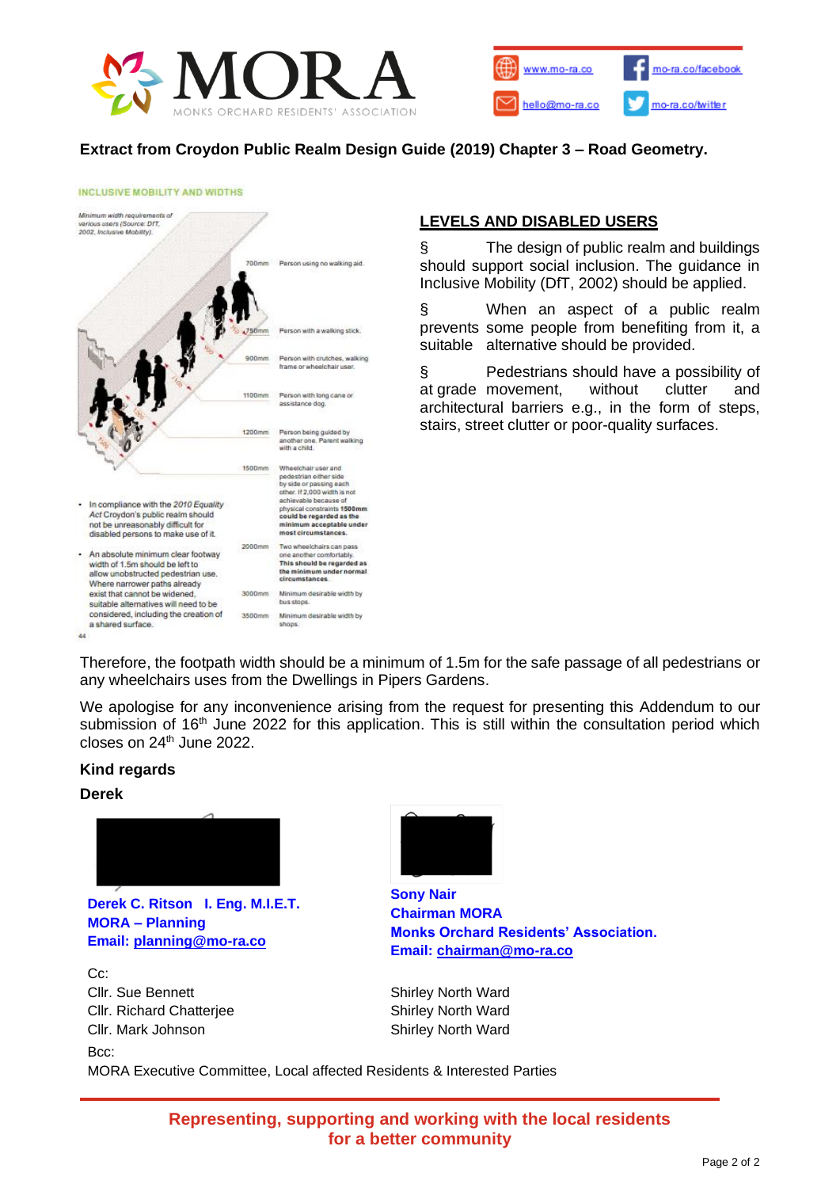# MORA

MONKS ORCHARD RESIDENTS' ASSOCIATION

www.mo-ra.co | mo-ra.co/facebook
hello@mo-ra.co | mo-ra.co/twitter

**Extract from Croydon Public Realm Design Guide (2019) Chapter 3 – Road Geometry.**

INCLUSIVE MOBILITY AND WIDTHS

*Minimum width requirements of various users (Source: DfT, 2002, Inclusive Mobility).*

700mm Person using no walking aid.
750mm Person with a walking stick.
900mm Person with crutches, walking frame or wheelchair user.
1100mm Person with long cane or assistance dog.
1200mm Person being guided by another one. Parent walking with a child.
1500mm Wheelchair user and pedestrian either side by side or passing each other. If 2,000 width is not achievable because of physical constraints **1500mm could be regarded as the minimum acceptable under most circumstances.**
2000mm Two wheelchairs can pass one another comfortably. **This should be regarded as the minimum under normal circumstances.**
3000mm Minimum desirable width by bus stops.
3500mm Minimum desirable width by shops.

- In compliance with the *2010 Equality Act* Croydon's public realm should not be unreasonably difficult for disabled persons to make use of it.
- An absolute minimum clear footway width of 1.5m should be left to allow unobstructed pedestrian use. Where narrower paths already exist that cannot be widened, suitable alternatives will need to be considered, including the creation of a shared surface.

44

## LEVELS AND DISABLED USERS

- The design of public realm and buildings should support social inclusion. The guidance in Inclusive Mobility (DfT, 2002) should be applied.
- When an aspect of a public realm prevents some people from benefiting from it, a suitable alternative should be provided.
- Pedestrians should have a possibility of at grade movement, without clutter and architectural barriers e.g., in the form of steps, stairs, street clutter or poor-quality surfaces.

Therefore, the footpath width should be a minimum of 1.5m for the safe passage of all pedestrians or any wheelchairs uses from the Dwellings in Pipers Gardens.

We apologise for any inconvenience arising from the request for presenting this Addendum to our submission of 16th June 2022 for this application. This is still within the consultation period which closes on 24th June 2022.

**Kind regards**

**Derek**

**Derek C. Ritson I. Eng. M.I.E.T.**
**MORA – Planning**
**Email: planning@mo-ra.co**

**Sony Nair**
**Chairman MORA**
**Monks Orchard Residents' Association.**
**Email: chairman@mo-ra.co**

Cc:

| | |
|---|---|
| Cllr. Sue Bennett | Shirley North Ward |
| Cllr. Richard Chatterjee | Shirley North Ward |
| Cllr. Mark Johnson | Shirley North Ward |

Bcc:
MORA Executive Committee, Local affected Residents & Interested Parties

**Representing, supporting and working with the local residents for a better community**